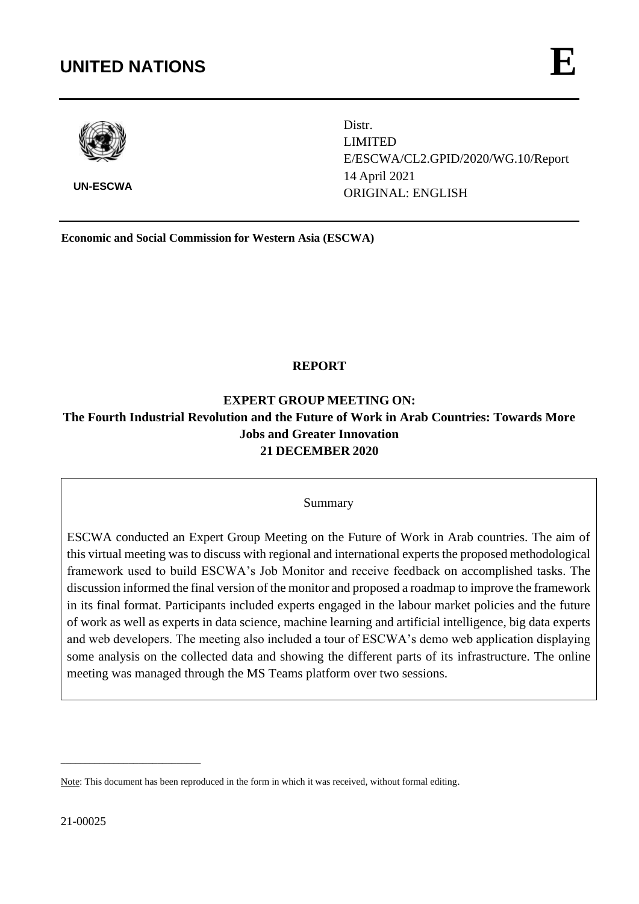# UNITED NATIONS **E**

UN-ESCWA

Distr.
LIMITED
E/ESCWA/CL2.GPID/2020/WG.10/Report
14 April 2021
ORIGINAL: ENGLISH

**Economic and Social Commission for Western Asia (ESCWA)**

## REPORT

## EXPERT GROUP MEETING ON:
## The Fourth Industrial Revolution and the Future of Work in Arab Countries: Towards More Jobs and Greater Innovation
## 21 DECEMBER 2020

Summary

ESCWA conducted an Expert Group Meeting on the Future of Work in Arab countries. The aim of this virtual meeting was to discuss with regional and international experts the proposed methodological framework used to build ESCWA's Job Monitor and receive feedback on accomplished tasks. The discussion informed the final version of the monitor and proposed a roadmap to improve the framework in its final format. Participants included experts engaged in the labour market policies and the future of work as well as experts in data science, machine learning and artificial intelligence, big data experts and web developers. The meeting also included a tour of ESCWA's demo web application displaying some analysis on the collected data and showing the different parts of its infrastructure. The online meeting was managed through the MS Teams platform over two sessions.

---

Note: This document has been reproduced in the form in which it was received, without formal editing.

21-00025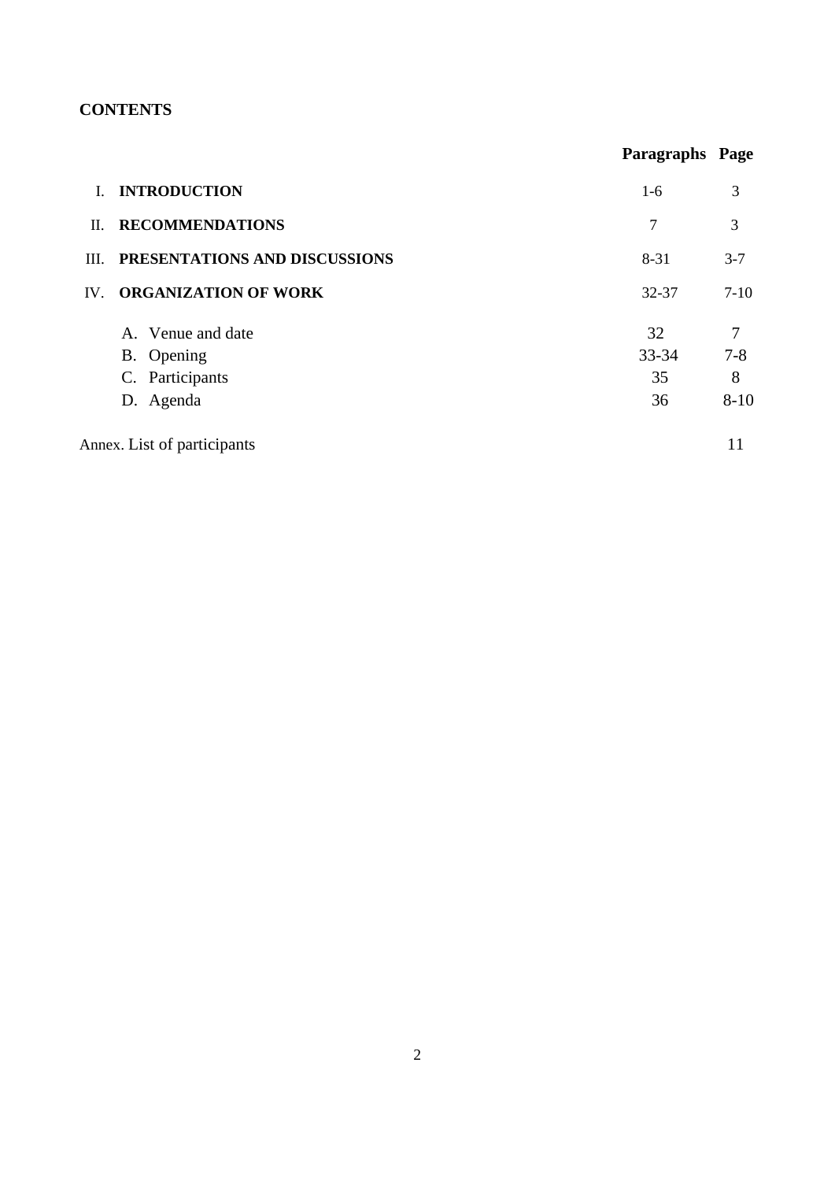**CONTENTS**

| | | Paragraphs | Page |
|---|---|---|---|
| I. | **INTRODUCTION** | 1-6 | 3 |
| II. | **RECOMMENDATIONS** | 7 | 3 |
| III. | **PRESENTATIONS AND DISCUSSIONS** | 8-31 | 3-7 |
| IV. | **ORGANIZATION OF WORK** | 32-37 | 7-10 |
| | A. Venue and date | 32 | 7 |
| | B. Opening | 33-34 | 7-8 |
| | C. Participants | 35 | 8 |
| | D. Agenda | 36 | 8-10 |

Annex. List of participants 11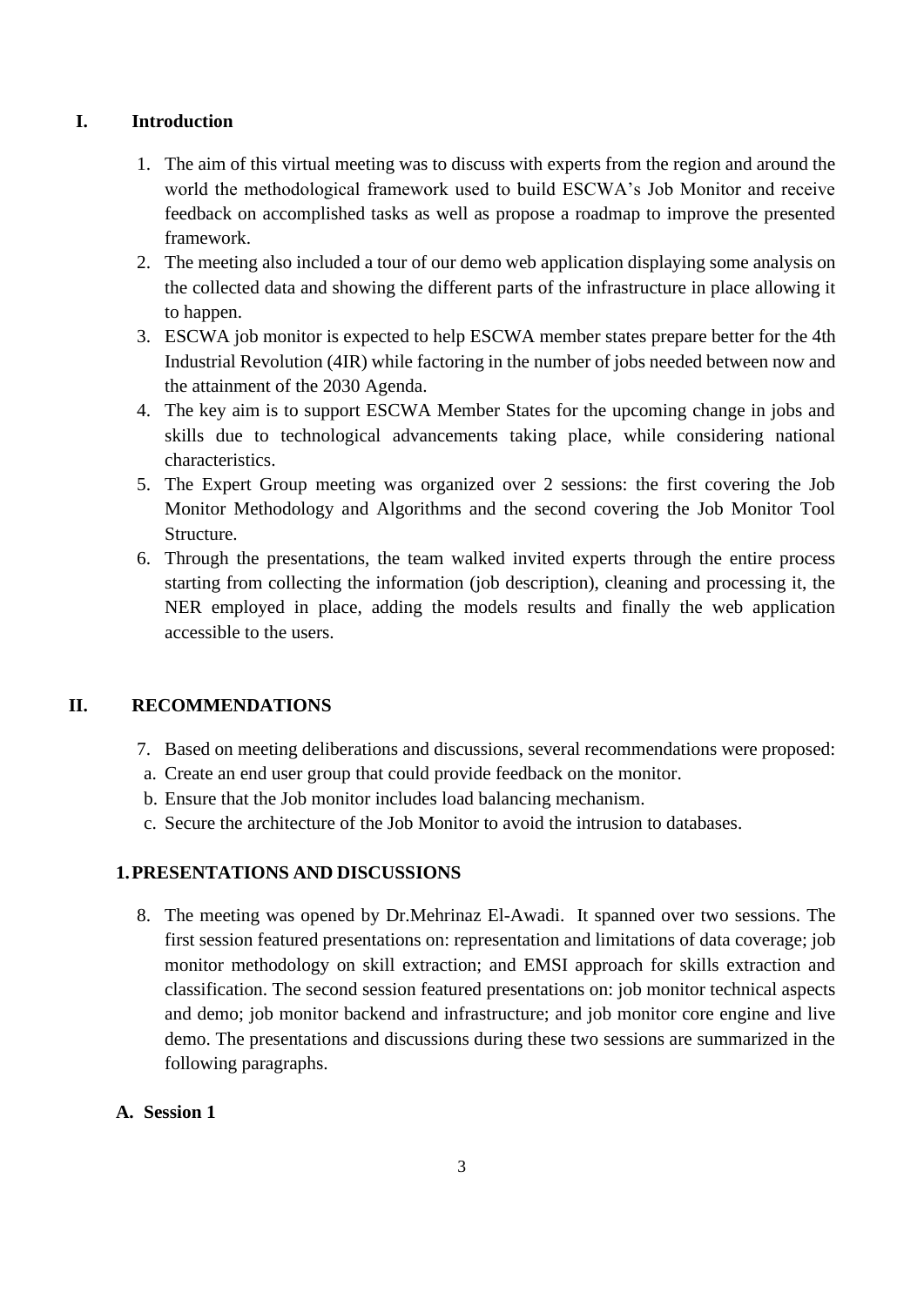## I. Introduction

1. The aim of this virtual meeting was to discuss with experts from the region and around the world the methodological framework used to build ESCWA's Job Monitor and receive feedback on accomplished tasks as well as propose a roadmap to improve the presented framework.
2. The meeting also included a tour of our demo web application displaying some analysis on the collected data and showing the different parts of the infrastructure in place allowing it to happen.
3. ESCWA job monitor is expected to help ESCWA member states prepare better for the 4th Industrial Revolution (4IR) while factoring in the number of jobs needed between now and the attainment of the 2030 Agenda.
4. The key aim is to support ESCWA Member States for the upcoming change in jobs and skills due to technological advancements taking place, while considering national characteristics.
5. The Expert Group meeting was organized over 2 sessions: the first covering the Job Monitor Methodology and Algorithms and the second covering the Job Monitor Tool Structure.
6. Through the presentations, the team walked invited experts through the entire process starting from collecting the information (job description), cleaning and processing it, the NER employed in place, adding the models results and finally the web application accessible to the users.

## II. RECOMMENDATIONS

7. Based on meeting deliberations and discussions, several recommendations were proposed:
   a. Create an end user group that could provide feedback on the monitor.
   b. Ensure that the Job monitor includes load balancing mechanism.
   c. Secure the architecture of the Job Monitor to avoid the intrusion to databases.

### 1. PRESENTATIONS AND DISCUSSIONS

8. The meeting was opened by Dr.Mehrinaz El-Awadi. It spanned over two sessions. The first session featured presentations on: representation and limitations of data coverage; job monitor methodology on skill extraction; and EMSI approach for skills extraction and classification. The second session featured presentations on: job monitor technical aspects and demo; job monitor backend and infrastructure; and job monitor core engine and live demo. The presentations and discussions during these two sessions are summarized in the following paragraphs.

### A. Session 1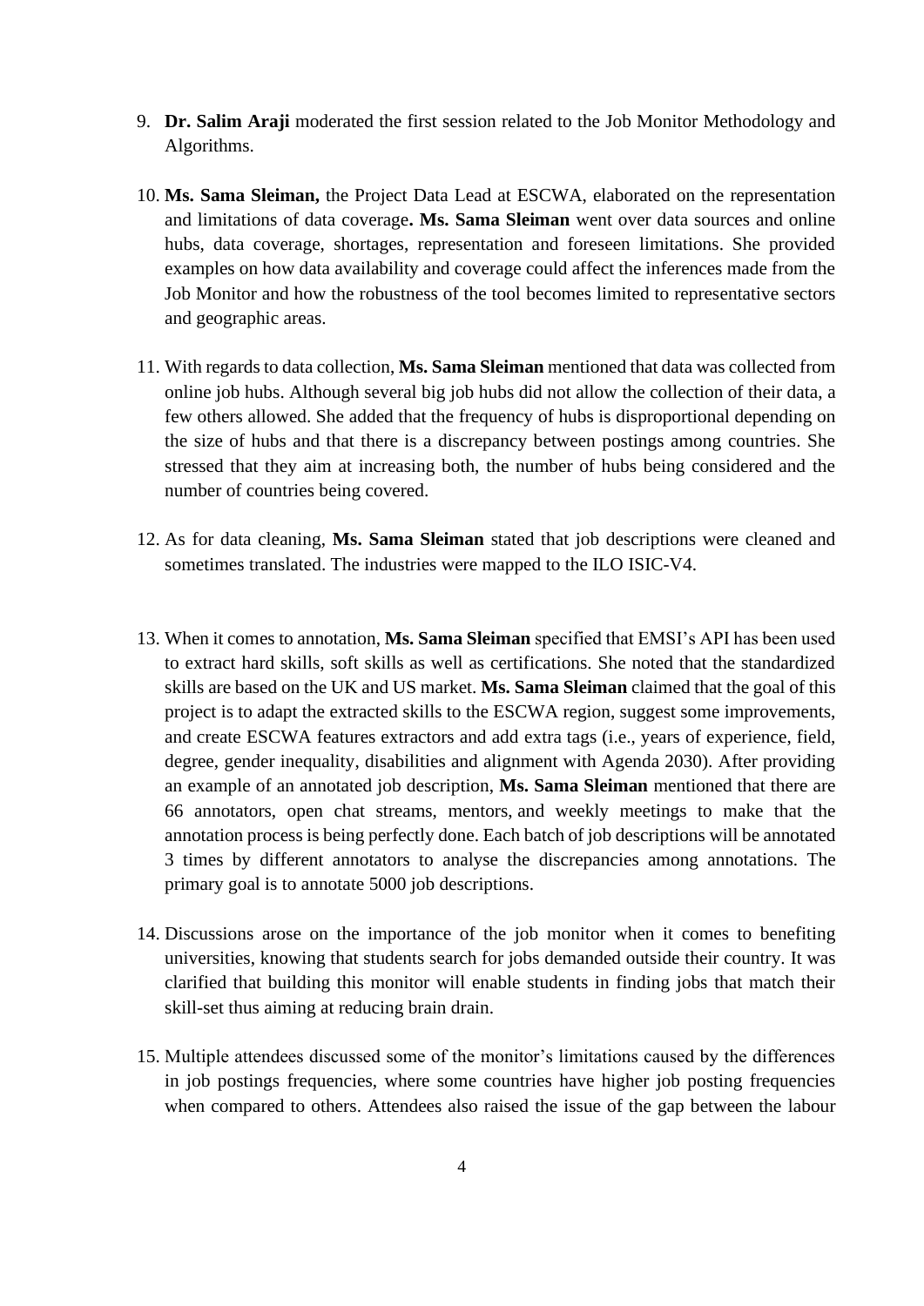9. **Dr. Salim Araji** moderated the first session related to the Job Monitor Methodology and Algorithms.

10. **Ms. Sama Sleiman,** the Project Data Lead at ESCWA, elaborated on the representation and limitations of data coverage**. Ms. Sama Sleiman** went over data sources and online hubs, data coverage, shortages, representation and foreseen limitations. She provided examples on how data availability and coverage could affect the inferences made from the Job Monitor and how the robustness of the tool becomes limited to representative sectors and geographic areas.

11. With regards to data collection, **Ms. Sama Sleiman** mentioned that data was collected from online job hubs. Although several big job hubs did not allow the collection of their data, a few others allowed. She added that the frequency of hubs is disproportional depending on the size of hubs and that there is a discrepancy between postings among countries. She stressed that they aim at increasing both, the number of hubs being considered and the number of countries being covered.

12. As for data cleaning, **Ms. Sama Sleiman** stated that job descriptions were cleaned and sometimes translated. The industries were mapped to the ILO ISIC-V4.

13. When it comes to annotation, **Ms. Sama Sleiman** specified that EMSI's API has been used to extract hard skills, soft skills as well as certifications. She noted that the standardized skills are based on the UK and US market. **Ms. Sama Sleiman** claimed that the goal of this project is to adapt the extracted skills to the ESCWA region, suggest some improvements, and create ESCWA features extractors and add extra tags (i.e., years of experience, field, degree, gender inequality, disabilities and alignment with Agenda 2030). After providing an example of an annotated job description, **Ms. Sama Sleiman** mentioned that there are 66 annotators, open chat streams, mentors, and weekly meetings to make that the annotation process is being perfectly done. Each batch of job descriptions will be annotated 3 times by different annotators to analyse the discrepancies among annotations. The primary goal is to annotate 5000 job descriptions.

14. Discussions arose on the importance of the job monitor when it comes to benefiting universities, knowing that students search for jobs demanded outside their country. It was clarified that building this monitor will enable students in finding jobs that match their skill-set thus aiming at reducing brain drain.

15. Multiple attendees discussed some of the monitor's limitations caused by the differences in job postings frequencies, where some countries have higher job posting frequencies when compared to others. Attendees also raised the issue of the gap between the labour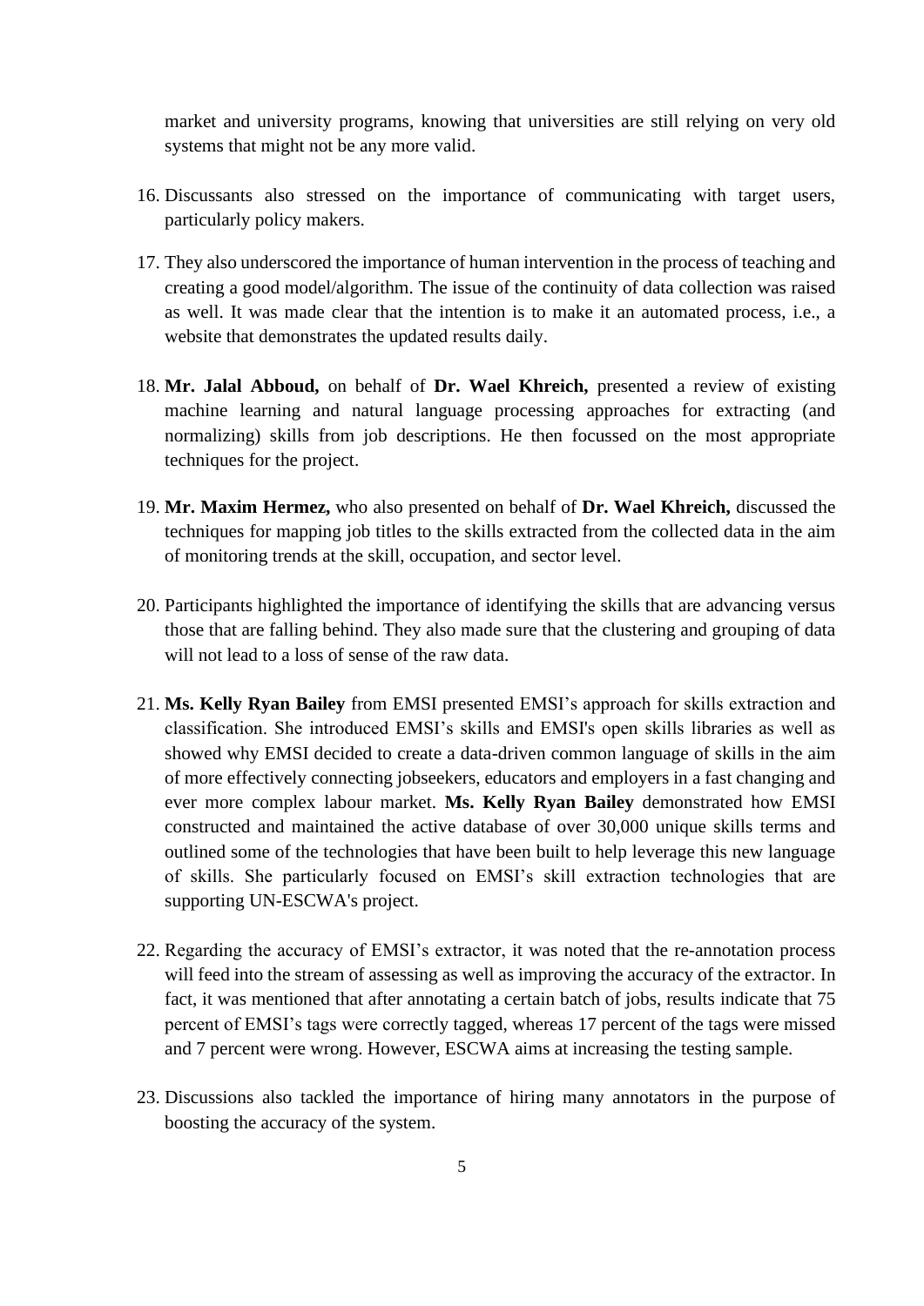market and university programs, knowing that universities are still relying on very old systems that might not be any more valid.

16. Discussants also stressed on the importance of communicating with target users, particularly policy makers.

17. They also underscored the importance of human intervention in the process of teaching and creating a good model/algorithm. The issue of the continuity of data collection was raised as well. It was made clear that the intention is to make it an automated process, i.e., a website that demonstrates the updated results daily.

18. **Mr. Jalal Abboud,** on behalf of **Dr. Wael Khreich,** presented a review of existing machine learning and natural language processing approaches for extracting (and normalizing) skills from job descriptions. He then focussed on the most appropriate techniques for the project.

19. **Mr. Maxim Hermez,** who also presented on behalf of **Dr. Wael Khreich,** discussed the techniques for mapping job titles to the skills extracted from the collected data in the aim of monitoring trends at the skill, occupation, and sector level.

20. Participants highlighted the importance of identifying the skills that are advancing versus those that are falling behind. They also made sure that the clustering and grouping of data will not lead to a loss of sense of the raw data.

21. **Ms. Kelly Ryan Bailey** from EMSI presented EMSI's approach for skills extraction and classification. She introduced EMSI's skills and EMSI's open skills libraries as well as showed why EMSI decided to create a data-driven common language of skills in the aim of more effectively connecting jobseekers, educators and employers in a fast changing and ever more complex labour market. **Ms. Kelly Ryan Bailey** demonstrated how EMSI constructed and maintained the active database of over 30,000 unique skills terms and outlined some of the technologies that have been built to help leverage this new language of skills. She particularly focused on EMSI's skill extraction technologies that are supporting UN-ESCWA's project.

22. Regarding the accuracy of EMSI's extractor, it was noted that the re-annotation process will feed into the stream of assessing as well as improving the accuracy of the extractor. In fact, it was mentioned that after annotating a certain batch of jobs, results indicate that 75 percent of EMSI's tags were correctly tagged, whereas 17 percent of the tags were missed and 7 percent were wrong. However, ESCWA aims at increasing the testing sample.

23. Discussions also tackled the importance of hiring many annotators in the purpose of boosting the accuracy of the system.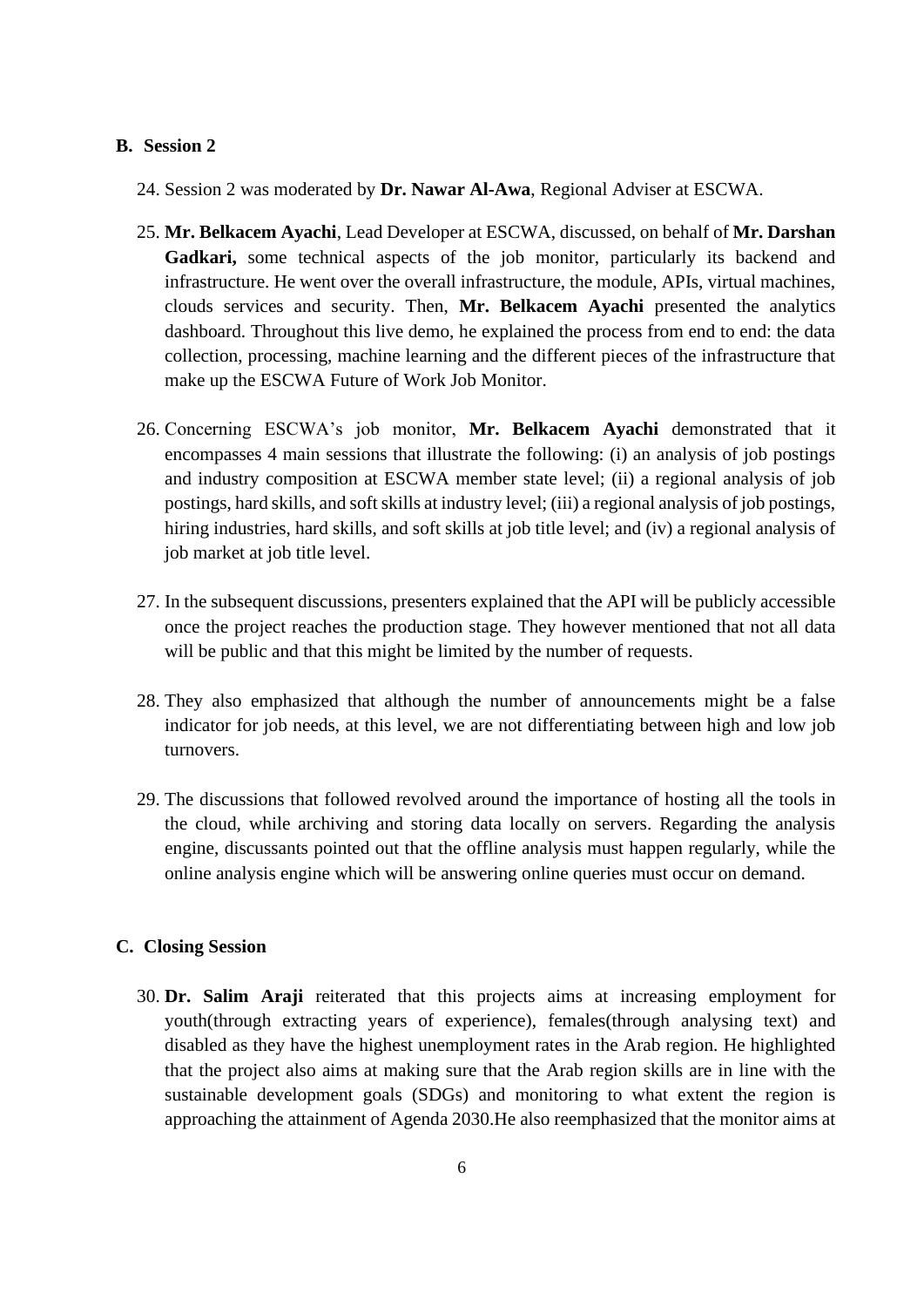## B. Session 2

24. Session 2 was moderated by **Dr. Nawar Al-Awa**, Regional Adviser at ESCWA.

25. **Mr. Belkacem Ayachi**, Lead Developer at ESCWA, discussed, on behalf of **Mr. Darshan Gadkari,** some technical aspects of the job monitor, particularly its backend and infrastructure. He went over the overall infrastructure, the module, APIs, virtual machines, clouds services and security. Then, **Mr. Belkacem Ayachi** presented the analytics dashboard. Throughout this live demo, he explained the process from end to end: the data collection, processing, machine learning and the different pieces of the infrastructure that make up the ESCWA Future of Work Job Monitor.

26. Concerning ESCWA's job monitor, **Mr. Belkacem Ayachi** demonstrated that it encompasses 4 main sessions that illustrate the following: (i) an analysis of job postings and industry composition at ESCWA member state level; (ii) a regional analysis of job postings, hard skills, and soft skills at industry level; (iii) a regional analysis of job postings, hiring industries, hard skills, and soft skills at job title level; and (iv) a regional analysis of job market at job title level.

27. In the subsequent discussions, presenters explained that the API will be publicly accessible once the project reaches the production stage. They however mentioned that not all data will be public and that this might be limited by the number of requests.

28. They also emphasized that although the number of announcements might be a false indicator for job needs, at this level, we are not differentiating between high and low job turnovers.

29. The discussions that followed revolved around the importance of hosting all the tools in the cloud, while archiving and storing data locally on servers. Regarding the analysis engine, discussants pointed out that the offline analysis must happen regularly, while the online analysis engine which will be answering online queries must occur on demand.

## C. Closing Session

30. **Dr. Salim Araji** reiterated that this projects aims at increasing employment for youth(through extracting years of experience), females(through analysing text) and disabled as they have the highest unemployment rates in the Arab region. He highlighted that the project also aims at making sure that the Arab region skills are in line with the sustainable development goals (SDGs) and monitoring to what extent the region is approaching the attainment of Agenda 2030.He also reemphasized that the monitor aims at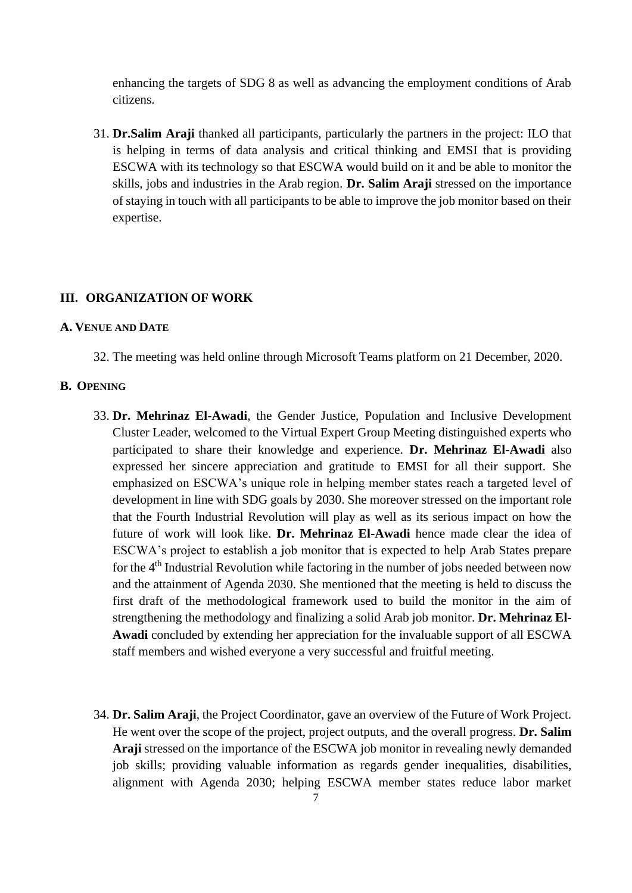enhancing the targets of SDG 8 as well as advancing the employment conditions of Arab citizens.

31. **Dr.Salim Araji** thanked all participants, particularly the partners in the project: ILO that is helping in terms of data analysis and critical thinking and EMSI that is providing ESCWA with its technology so that ESCWA would build on it and be able to monitor the skills, jobs and industries in the Arab region. **Dr. Salim Araji** stressed on the importance of staying in touch with all participants to be able to improve the job monitor based on their expertise.

## III. ORGANIZATION OF WORK

### A. VENUE AND DATE

32. The meeting was held online through Microsoft Teams platform on 21 December, 2020.

### B. OPENING

33. **Dr. Mehrinaz El-Awadi**, the Gender Justice, Population and Inclusive Development Cluster Leader, welcomed to the Virtual Expert Group Meeting distinguished experts who participated to share their knowledge and experience. **Dr. Mehrinaz El-Awadi** also expressed her sincere appreciation and gratitude to EMSI for all their support. She emphasized on ESCWA's unique role in helping member states reach a targeted level of development in line with SDG goals by 2030. She moreover stressed on the important role that the Fourth Industrial Revolution will play as well as its serious impact on how the future of work will look like. **Dr. Mehrinaz El-Awadi** hence made clear the idea of ESCWA's project to establish a job monitor that is expected to help Arab States prepare for the 4th Industrial Revolution while factoring in the number of jobs needed between now and the attainment of Agenda 2030. She mentioned that the meeting is held to discuss the first draft of the methodological framework used to build the monitor in the aim of strengthening the methodology and finalizing a solid Arab job monitor. **Dr. Mehrinaz El-Awadi** concluded by extending her appreciation for the invaluable support of all ESCWA staff members and wished everyone a very successful and fruitful meeting.

34. **Dr. Salim Araji**, the Project Coordinator, gave an overview of the Future of Work Project. He went over the scope of the project, project outputs, and the overall progress. **Dr. Salim Araji** stressed on the importance of the ESCWA job monitor in revealing newly demanded job skills; providing valuable information as regards gender inequalities, disabilities, alignment with Agenda 2030; helping ESCWA member states reduce labor market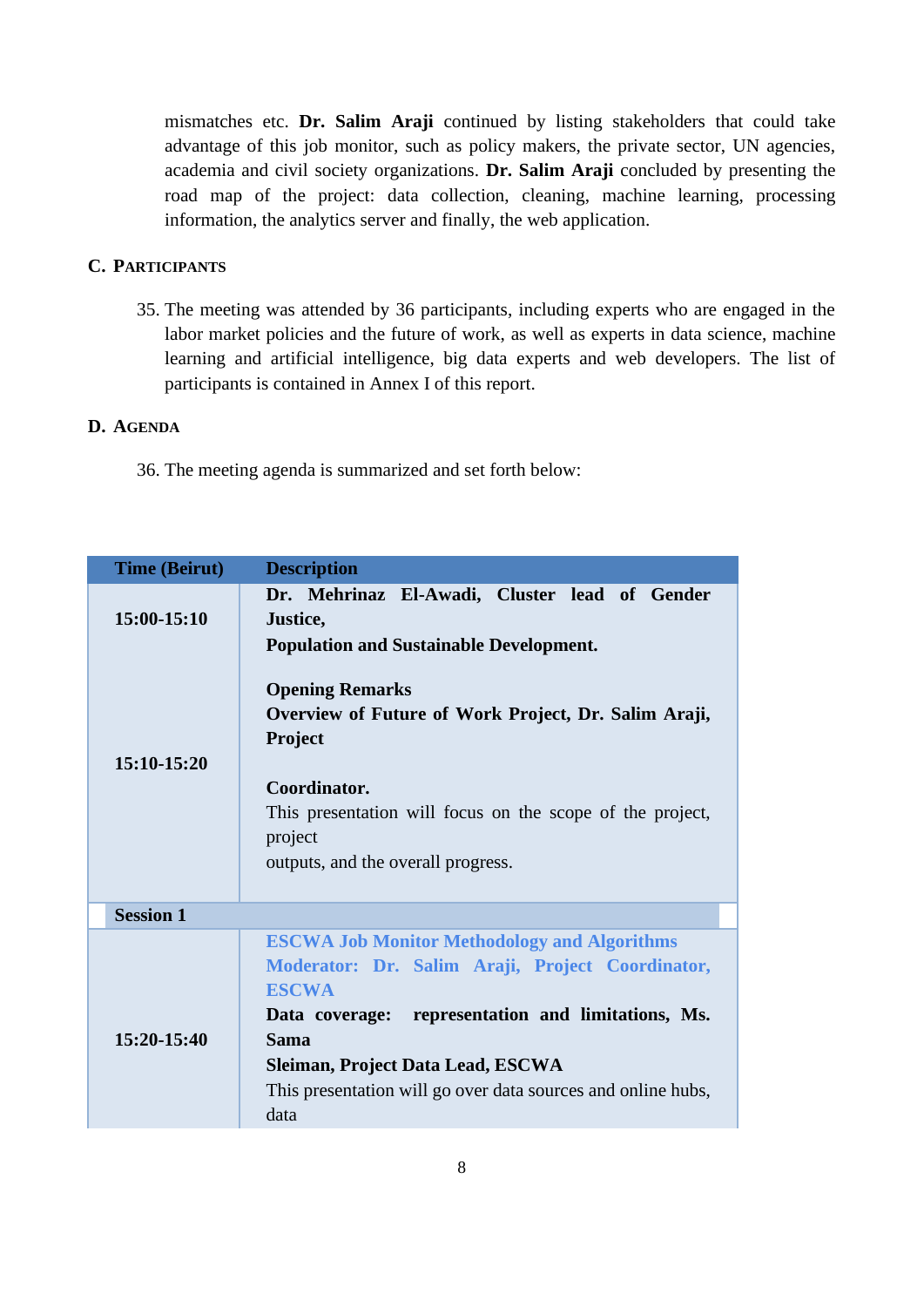mismatches etc. **Dr. Salim Araji** continued by listing stakeholders that could take advantage of this job monitor, such as policy makers, the private sector, UN agencies, academia and civil society organizations. **Dr. Salim Araji** concluded by presenting the road map of the project: data collection, cleaning, machine learning, processing information, the analytics server and finally, the web application.

## C. PARTICIPANTS

35. The meeting was attended by 36 participants, including experts who are engaged in the labor market policies and the future of work, as well as experts in data science, machine learning and artificial intelligence, big data experts and web developers. The list of participants is contained in Annex I of this report.

## D. AGENDA

36. The meeting agenda is summarized and set forth below:

| Time (Beirut) | Description |
|---|---|
| **15:00-15:10** | **Dr. Mehrinaz El-Awadi, Cluster lead of Gender Justice, Population and Sustainable Development.** **Opening Remarks** |
| **15:10-15:20** | **Overview of Future of Work Project, Dr. Salim Araji, Project Coordinator.** This presentation will focus on the scope of the project, project outputs, and the overall progress. |
| **Session 1** | |
| **15:20-15:40** | **ESCWA Job Monitor Methodology and Algorithms** **Moderator: Dr. Salim Araji, Project Coordinator, ESCWA** **Data coverage: representation and limitations, Ms. Sama Sleiman, Project Data Lead, ESCWA** This presentation will go over data sources and online hubs, data |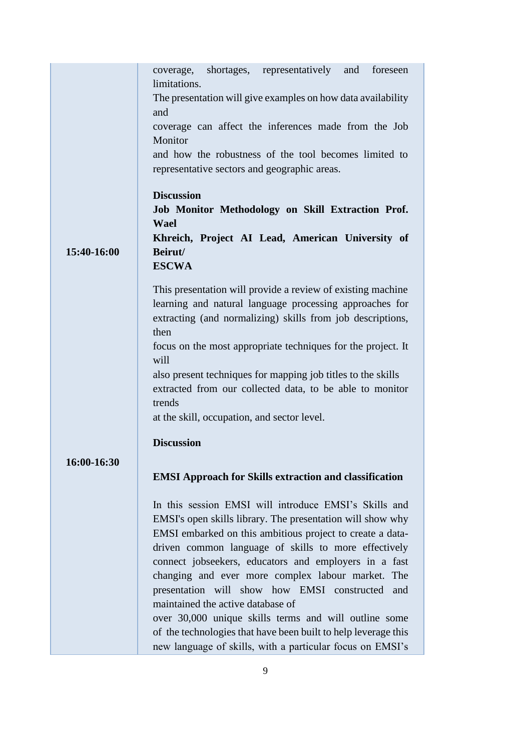| | |
|---|---|
| | coverage, shortages, representatively and foreseen limitations.<br>The presentation will give examples on how data availability and coverage can affect the inferences made from the Job Monitor and how the robustness of the tool becomes limited to representative sectors and geographic areas.<br><br>**Discussion** |
| **15:40-16:00** | **Job Monitor Methodology on Skill Extraction Prof. Wael Khreich, Project AI Lead, American University of Beirut/ ESCWA**<br><br>This presentation will provide a review of existing machine learning and natural language processing approaches for extracting (and normalizing) skills from job descriptions, then focus on the most appropriate techniques for the project. It will also present techniques for mapping job titles to the skills extracted from our collected data, to be able to monitor trends at the skill, occupation, and sector level.<br><br>**Discussion** |
| **16:00-16:30** | **EMSI Approach for Skills extraction and classification**<br><br>In this session EMSI will introduce EMSI's Skills and EMSI's open skills library. The presentation will show why EMSI embarked on this ambitious project to create a data-driven common language of skills to more effectively connect jobseekers, educators and employers in a fast changing and ever more complex labour market. The presentation will show how EMSI constructed and maintained the active database of over 30,000 unique skills terms and will outline some of the technologies that have been built to help leverage this new language of skills, with a particular focus on EMSI's |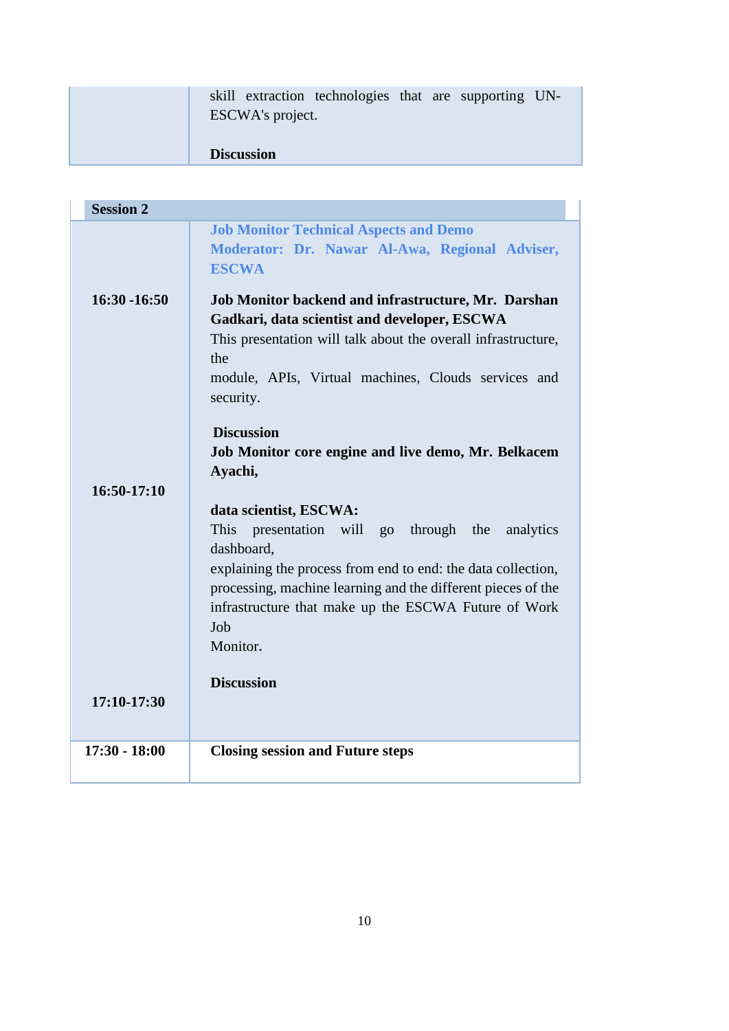| | |
|---|---|
| | skill extraction technologies that are supporting UN-ESCWA's project.<br><br>**Discussion** |

| **Session 2** | |
|---|---|
| | **Job Monitor Technical Aspects and Demo**<br>**Moderator: Dr. Nawar Al-Awa, Regional Adviser, ESCWA** |
| **16:30 -16:50** | **Job Monitor backend and infrastructure, Mr. Darshan Gadkari, data scientist and developer, ESCWA**<br>This presentation will talk about the overall infrastructure, the module, APIs, Virtual machines, Clouds services and security.<br><br>**Discussion** |
| **16:50-17:10** | **Job Monitor core engine and live demo, Mr. Belkacem Ayachi, data scientist, ESCWA:**<br>This presentation will go through the analytics dashboard, explaining the process from end to end: the data collection, processing, machine learning and the different pieces of the infrastructure that make up the ESCWA Future of Work Job Monitor. |
| **17:10-17:30** | **Discussion** |
| **17:30 - 18:00** | **Closing session and Future steps** |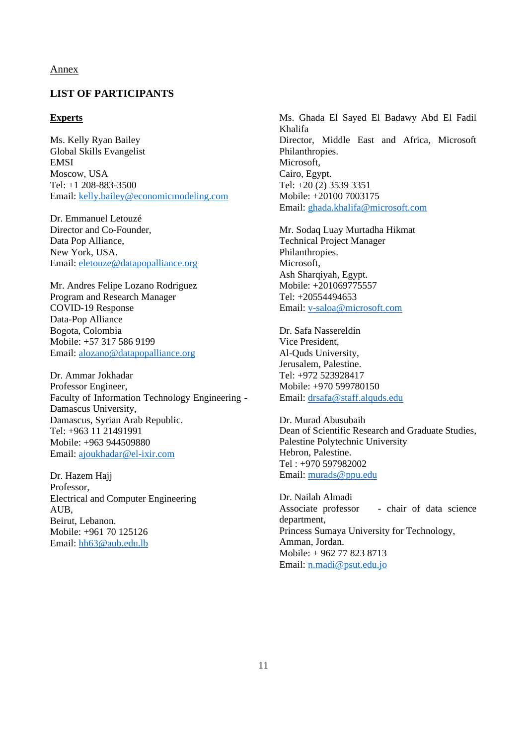<u>Annex</u>

## LIST OF PARTICIPANTS

### <u>Experts</u>

Ms. Kelly Ryan Bailey
Global Skills Evangelist
EMSI
Moscow, USA
Tel: +1 208-883-3500
Email: kelly.bailey@economicmodeling.com

Dr. Emmanuel Letouzé
Director and Co-Founder,
Data Pop Alliance,
New York, USA.
Email: eletouze@datapopalliance.org

Mr. Andres Felipe Lozano Rodriguez
Program and Research Manager
COVID-19 Response
Data-Pop Alliance
Bogota, Colombia
Mobile: +57 317 586 9199
Email: alozano@datapopalliance.org

Dr. Ammar Jokhadar
Professor Engineer,
Faculty of Information Technology Engineering - Damascus University,
Damascus, Syrian Arab Republic.
Tel: +963 11 21491991
Mobile: +963 944509880
Email: ajoukhadar@el-ixir.com

Dr. Hazem Hajj
Professor,
Electrical and Computer Engineering
AUB,
Beirut, Lebanon.
Mobile: +961 70 125126
Email: hh63@aub.edu.lb

Ms. Ghada El Sayed El Badawy Abd El Fadil Khalifa
Director, Middle East and Africa, Microsoft Philanthropies.
Microsoft,
Cairo, Egypt.
Tel: +20 (2) 3539 3351
Mobile: +20100 7003175
Email: ghada.khalifa@microsoft.com

Mr. Sodaq Luay Murtadha Hikmat
Technical Project Manager
Philanthropies.
Microsoft,
Ash Sharqiyah, Egypt.
Mobile: +201069775557
Tel: +20554494653
Email: v-saloa@microsoft.com

Dr. Safa Nassereldin
Vice President,
Al-Quds University,
Jerusalem, Palestine.
Tel: +972 523928417
Mobile: +970 599780150
Email: drsafa@staff.alquds.edu

Dr. Murad Abusubaih
Dean of Scientific Research and Graduate Studies,
Palestine Polytechnic University
Hebron, Palestine.
Tel : +970 597982002
Email: murads@ppu.edu

Dr. Nailah Almadi
Associate professor - chair of data science department,
Princess Sumaya University for Technology,
Amman, Jordan.
Mobile: + 962 77 823 8713
Email: n.madi@psut.edu.jo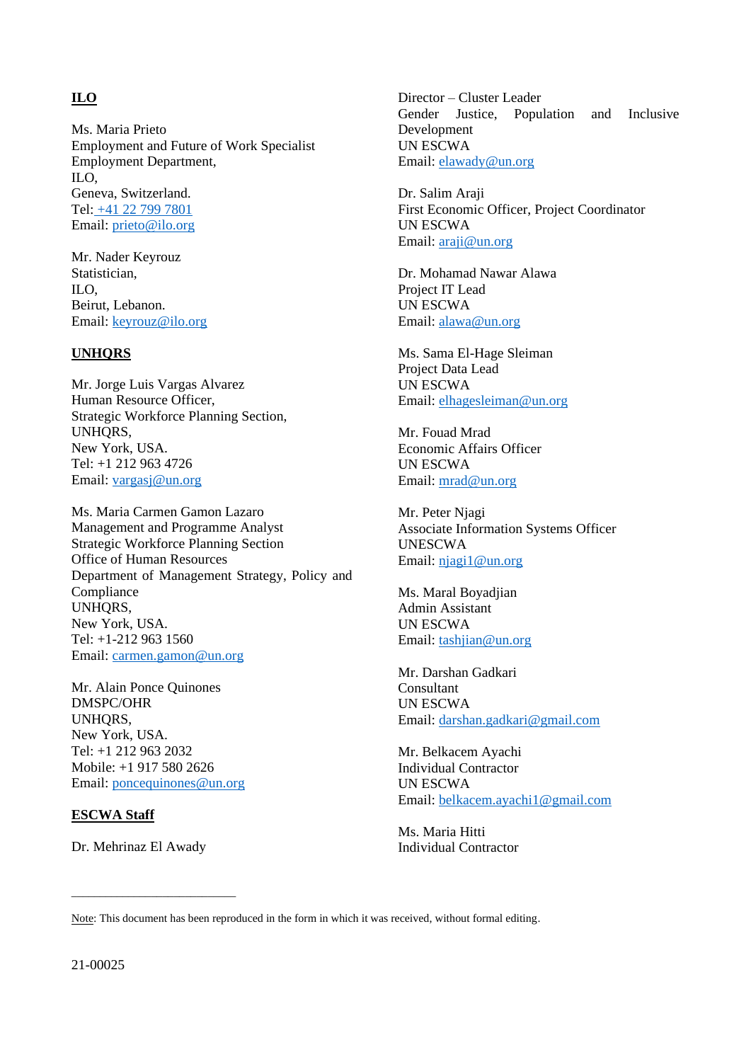**ILO**

Ms. Maria Prieto
Employment and Future of Work Specialist
Employment Department,
ILO,
Geneva, Switzerland.
Tel: +41 22 799 7801
Email: prieto@ilo.org

Mr. Nader Keyrouz
Statistician,
ILO,
Beirut, Lebanon.
Email: keyrouz@ilo.org

**UNHQRS**

Mr. Jorge Luis Vargas Alvarez
Human Resource Officer,
Strategic Workforce Planning Section,
UNHQRS,
New York, USA.
Tel: +1 212 963 4726
Email: vargasj@un.org

Ms. Maria Carmen Gamon Lazaro
Management and Programme Analyst
Strategic Workforce Planning Section
Office of Human Resources
Department of Management Strategy, Policy and Compliance
UNHQRS,
New York, USA.
Tel: +1-212 963 1560
Email: carmen.gamon@un.org

Mr. Alain Ponce Quinones
DMSPC/OHR
UNHQRS,
New York, USA.
Tel: +1 212 963 2032
Mobile: +1 917 580 2626
Email: poncequinones@un.org

**ESCWA Staff**

Dr. Mehrinaz El Awady
Director – Cluster Leader
Gender Justice, Population and Inclusive Development
UN ESCWA
Email: elawady@un.org

Dr. Salim Araji
First Economic Officer, Project Coordinator
UN ESCWA
Email: araji@un.org

Dr. Mohamad Nawar Alawa
Project IT Lead
UN ESCWA
Email: alawa@un.org

Ms. Sama El-Hage Sleiman
Project Data Lead
UN ESCWA
Email: elhagesleiman@un.org

Mr. Fouad Mrad
Economic Affairs Officer
UN ESCWA
Email: mrad@un.org

Mr. Peter Njagi
Associate Information Systems Officer
UNESCWA
Email: njagi1@un.org

Ms. Maral Boyadjian
Admin Assistant
UN ESCWA
Email: tashjian@un.org

Mr. Darshan Gadkari
Consultant
UN ESCWA
Email: darshan.gadkari@gmail.com

Mr. Belkacem Ayachi
Individual Contractor
UN ESCWA
Email: belkacem.ayachi1@gmail.com

Ms. Maria Hitti
Individual Contractor

---

Note: This document has been reproduced in the form in which it was received, without formal editing.

21-00025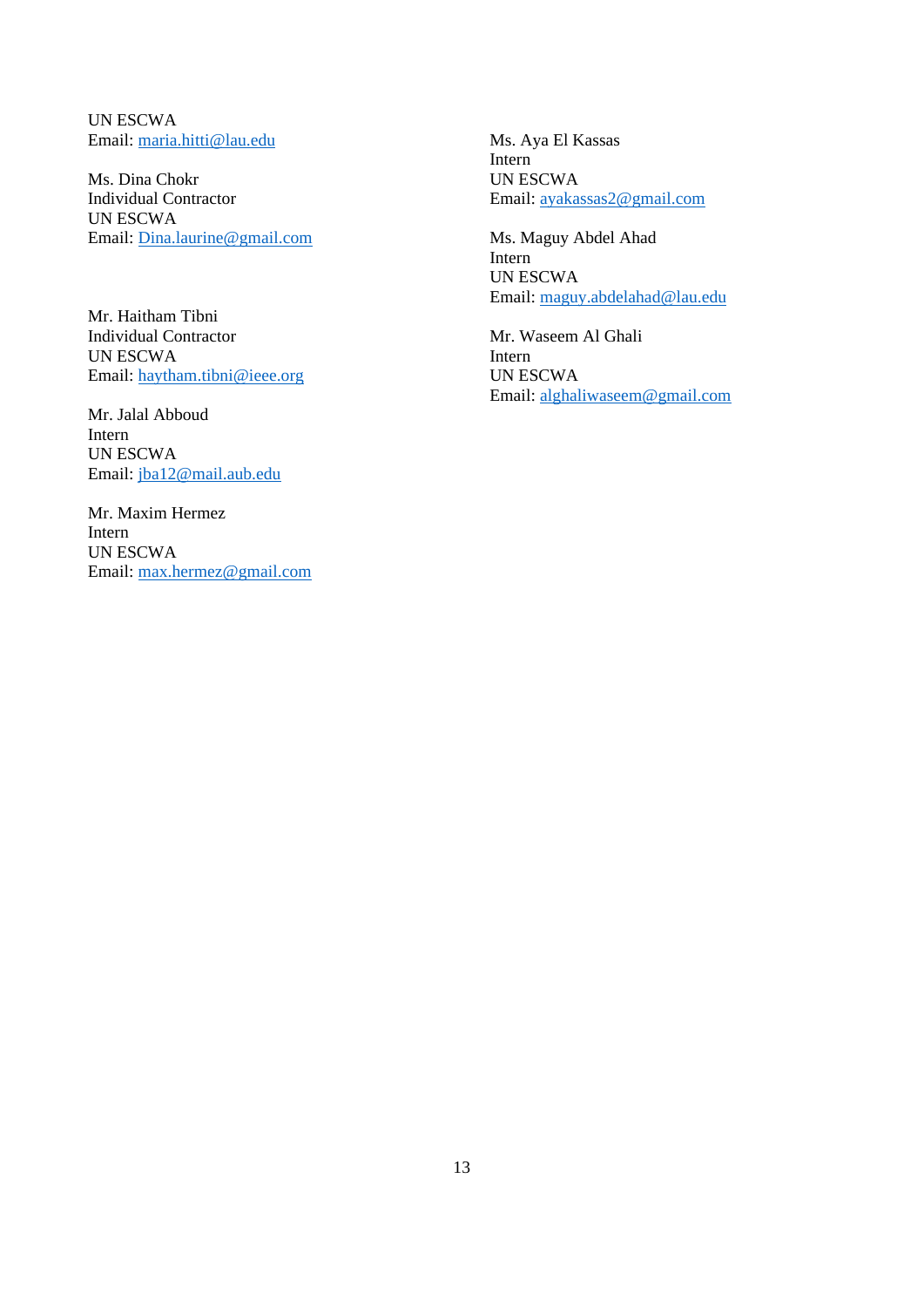UN ESCWA
Email: maria.hitti@lau.edu

Ms. Dina Chokr
Individual Contractor
UN ESCWA
Email: Dina.laurine@gmail.com

Mr. Haitham Tibni
Individual Contractor
UN ESCWA
Email: haytham.tibni@ieee.org

Mr. Jalal Abboud
Intern
UN ESCWA
Email: jba12@mail.aub.edu

Mr. Maxim Hermez
Intern
UN ESCWA
Email: max.hermez@gmail.com

Ms. Aya El Kassas
Intern
UN ESCWA
Email: ayakassas2@gmail.com

Ms. Maguy Abdel Ahad
Intern
UN ESCWA
Email: maguy.abdelahad@lau.edu

Mr. Waseem Al Ghali
Intern
UN ESCWA
Email: alghaliwaseem@gmail.com